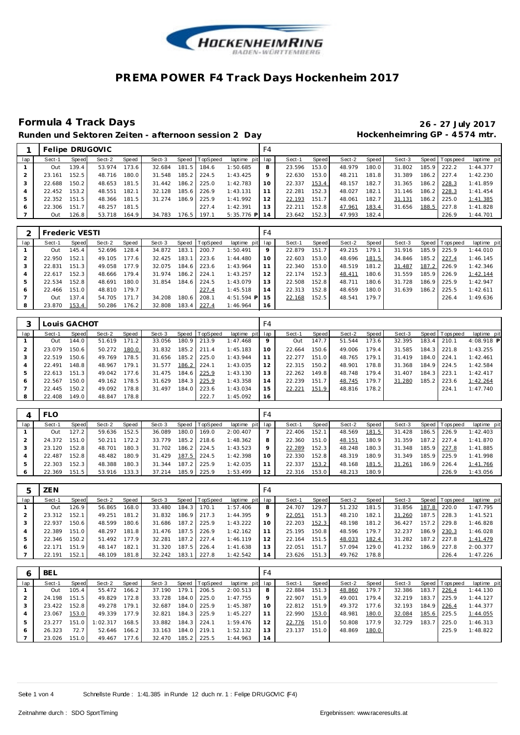# PREMA POWER F4 Track Days Hockenheim 2017

## Formula 4 Track Days

**26 - 27 July 2017**

**Runden und Sektoren Zeiten - afternoon session 2 Day**

**Hockenheimring GP - 4574 mtr.**

### 1 Felipe DRUGOVIC — F4

| lap | Sect-1 | Speed | Sect-2 | Speed | Sect-3 | Speed | TopSpeed | laptime pit | lap | Sect-1 | Speed | Sect-2 | Speed | Sect-3 | Speed | Topspeed | laptime pit |
|---|---|---|---|---|---|---|---|---|---|---|---|---|---|---|---|---|---|
| 1 | Out | 139.4 | 53.974 | 173.6 | 32.684 | 181.5 | 184.6 | 1:50.685 | 8 | 23.596 | 153.0 | 48.979 | 180.0 | 31.802 | 185.9 | 222.2 | 1:44.377 |
| 2 | 23.161 | 152.5 | 48.716 | 180.0 | 31.548 | 185.2 | 224.5 | 1:43.425 | 9 | 22.630 | 153.0 | 48.211 | 181.8 | 31.389 | 186.2 | 227.4 | 1:42.230 |
| 3 | 22.688 | 150.2 | 48.653 | 181.5 | 31.442 | 186.2 | 225.0 | 1:42.783 | 10 | 22.337 | 153.4 | 48.157 | 182.7 | 31.365 | 186.2 | 228.3 | 1:41.859 |
| 4 | 22.452 | 153.2 | 48.551 | 182.1 | 32.128 | 185.6 | 226.9 | 1:43.131 | 11 | 22.281 | 152.3 | 48.027 | 182.1 | 31.146 | 186.2 | 228.3 | 1:41.454 |
| 5 | 22.352 | 151.5 | 48.366 | 181.5 | 31.274 | 186.9 | 225.9 | 1:41.992 | 12 | 22.193 | 151.7 | 48.061 | 182.7 | 31.131 | 186.2 | 225.0 | 1:41.385 |
| 6 | 22.306 | 151.7 | 48.257 | 181.5 | | | 227.4 | 1:42.391 | 13 | 22.211 | 152.8 | 47.961 | 183.4 | 31.656 | 188.5 | 227.8 | 1:41.828 |
| 7 | Out | 126.8 | 53.718 | 164.9 | 34.783 | 176.5 | 197.1 | 5:35.776 P | 14 | 23.642 | 152.3 | 47.993 | 182.4 | | | 226.9 | 1:44.701 |

### 2 Frederic VESTI — F4

| lap | Sect-1 | Speed | Sect-2 | Speed | Sect-3 | Speed | TopSpeed | laptime pit | lap | Sect-1 | Speed | Sect-2 | Speed | Sect-3 | Speed | Topspeed | laptime pit |
|---|---|---|---|---|---|---|---|---|---|---|---|---|---|---|---|---|---|
| 1 | Out | 145.4 | 52.696 | 128.4 | 34.872 | 183.1 | 200.7 | 1:50.491 | 9 | 22.879 | 151.7 | 49.215 | 179.1 | 31.916 | 185.9 | 225.9 | 1:44.010 |
| 2 | 22.950 | 152.1 | 49.105 | 177.6 | 32.425 | 183.1 | 223.6 | 1:44.480 | 10 | 22.603 | 153.0 | 48.696 | 181.5 | 34.846 | 185.2 | 227.4 | 1:46.145 |
| 3 | 22.831 | 151.3 | 49.058 | 177.9 | 32.075 | 184.6 | 223.6 | 1:43.964 | 11 | 22.340 | 153.0 | 48.519 | 181.2 | 31.487 | 187.2 | 226.9 | 1:42.346 |
| 4 | 22.617 | 152.3 | 48.666 | 179.4 | 31.974 | 186.2 | 224.1 | 1:43.257 | 12 | 22.174 | 152.3 | 48.411 | 180.6 | 31.559 | 185.9 | 226.9 | 1:42.144 |
| 5 | 22.534 | 152.8 | 48.691 | 180.0 | 31.854 | 184.6 | 224.5 | 1:43.079 | 13 | 22.508 | 152.8 | 48.711 | 180.6 | 31.728 | 186.9 | 225.9 | 1:42.947 |
| 6 | 22.466 | 151.0 | 48.810 | 179.7 | | | 227.4 | 1:45.518 | 14 | 22.313 | 152.8 | 48.659 | 180.0 | 31.639 | 186.2 | 225.5 | 1:42.611 |
| 7 | Out | 137.4 | 54.705 | 171.7 | 34.208 | 180.6 | 208.1 | 4:51.594 P | 15 | 22.168 | 152.5 | 48.541 | 179.7 | | | 226.4 | 1:49.636 |
| 8 | 23.870 | 153.4 | 50.286 | 176.2 | 32.808 | 183.4 | 227.4 | 1:46.964 | 16 | | | | | | | | |

### 3 Louis GACHOT — F4

| lap | Sect-1 | Speed | Sect-2 | Speed | Sect-3 | Speed | TopSpeed | laptime pit | lap | Sect-1 | Speed | Sect-2 | Speed | Sect-3 | Speed | Topspeed | laptime pit |
|---|---|---|---|---|---|---|---|---|---|---|---|---|---|---|---|---|---|
| 1 | Out | 144.0 | 51.619 | 171.2 | 33.056 | 180.9 | 213.9 | 1:47.468 | 9 | Out | 147.7 | 51.544 | 173.6 | 32.395 | 183.4 | 210.1 | 4:08.918 P |
| 2 | 23.079 | 150.6 | 50.272 | 180.0 | 31.832 | 185.2 | 211.4 | 1:45.183 | 10 | 22.664 | 150.6 | 49.006 | 179.4 | 31.585 | 184.3 | 221.8 | 1:43.255 |
| 3 | 22.519 | 150.6 | 49.769 | 178.5 | 31.656 | 185.2 | 225.0 | 1:43.944 | 11 | 22.277 | 151.0 | 48.765 | 179.1 | 31.419 | 184.0 | 224.1 | 1:42.461 |
| 4 | 22.491 | 148.8 | 48.967 | 179.1 | 31.577 | 186.2 | 224.1 | 1:43.035 | 12 | 22.315 | 150.2 | 48.901 | 178.8 | 31.368 | 184.9 | 224.5 | 1:42.584 |
| 5 | 22.613 | 151.3 | 49.042 | 177.6 | 31.475 | 184.6 | 225.9 | 1:43.130 | 13 | 22.262 | 149.8 | 48.748 | 179.4 | 31.407 | 184.3 | 223.1 | 1:42.417 |
| 6 | 22.567 | 150.0 | 49.162 | 178.5 | 31.629 | 184.3 | 225.9 | 1:43.358 | 14 | 22.239 | 151.7 | 48.745 | 179.7 | 31.280 | 185.2 | 223.6 | 1:42.264 |
| 7 | 22.445 | 150.2 | 49.092 | 178.8 | 31.497 | 184.0 | 223.6 | 1:43.034 | 15 | 22.221 | 151.9 | 48.816 | 178.2 | | | 224.1 | 1:47.740 |
| 8 | 22.408 | 149.0 | 48.847 | 178.8 | | | 222.7 | 1:45.092 | 16 | | | | | | | | |

### 4 FLO — F4

| lap | Sect-1 | Speed | Sect-2 | Speed | Sect-3 | Speed | TopSpeed | laptime pit | lap | Sect-1 | Speed | Sect-2 | Speed | Sect-3 | Speed | Topspeed | laptime pit |
|---|---|---|---|---|---|---|---|---|---|---|---|---|---|---|---|---|---|
| 1 | Out | 127.2 | 59.636 | 152.5 | 36.089 | 180.0 | 169.0 | 2:00.407 | 7 | 22.406 | 152.1 | 48.569 | 181.5 | 31.428 | 186.5 | 226.9 | 1:42.403 |
| 2 | 24.372 | 151.0 | 50.211 | 172.2 | 33.779 | 185.2 | 218.6 | 1:48.362 | 8 | 22.360 | 151.0 | 48.151 | 180.9 | 31.359 | 187.2 | 227.4 | 1:41.870 |
| 3 | 23.120 | 152.8 | 48.701 | 180.3 | 31.702 | 186.2 | 224.5 | 1:43.523 | 9 | 22.289 | 152.3 | 48.248 | 180.3 | 31.348 | 185.9 | 227.8 | 1:41.885 |
| 4 | 22.487 | 152.8 | 48.482 | 180.9 | 31.429 | 187.5 | 224.5 | 1:42.398 | 10 | 22.330 | 152.8 | 48.319 | 180.9 | 31.349 | 185.9 | 225.9 | 1:41.998 |
| 5 | 22.303 | 152.3 | 48.388 | 180.3 | 31.344 | 187.2 | 225.9 | 1:42.035 | 11 | 22.337 | 153.2 | 48.168 | 181.5 | 31.261 | 186.9 | 226.4 | 1:41.766 |
| 6 | 22.369 | 151.5 | 53.916 | 133.3 | 37.214 | 185.9 | 225.9 | 1:53.499 | 12 | 22.316 | 153.0 | 48.213 | 180.9 | | | 226.9 | 1:43.056 |

### 5 ZEN — F4

| lap | Sect-1 | Speed | Sect-2 | Speed | Sect-3 | Speed | TopSpeed | laptime pit | lap | Sect-1 | Speed | Sect-2 | Speed | Sect-3 | Speed | Topspeed | laptime pit |
|---|---|---|---|---|---|---|---|---|---|---|---|---|---|---|---|---|---|
| 1 | Out | 126.9 | 56.865 | 168.0 | 33.480 | 184.3 | 170.1 | 1:57.406 | 8 | 24.707 | 129.7 | 51.232 | 181.5 | 31.856 | 187.8 | 220.0 | 1:47.795 |
| 2 | 23.312 | 152.1 | 49.251 | 181.2 | 31.832 | 186.9 | 217.3 | 1:44.395 | 9 | 22.051 | 151.3 | 48.210 | 182.1 | 31.260 | 187.5 | 228.3 | 1:41.521 |
| 3 | 22.937 | 150.6 | 48.599 | 180.6 | 31.686 | 187.2 | 225.9 | 1:43.222 | 10 | 22.203 | 152.3 | 48.198 | 181.2 | 36.427 | 157.2 | 229.8 | 1:46.828 |
| 4 | 22.389 | 151.0 | 48.297 | 181.8 | 31.476 | 187.5 | 226.9 | 1:42.162 | 11 | 25.195 | 150.8 | 48.596 | 179.7 | 32.237 | 186.9 | 230.3 | 1:46.028 |
| 5 | 22.346 | 150.2 | 51.492 | 177.9 | 32.281 | 187.2 | 227.4 | 1:46.119 | 12 | 22.164 | 151.5 | 48.033 | 182.4 | 31.282 | 187.2 | 227.8 | 1:41.479 |
| 6 | 22.171 | 151.9 | 48.147 | 182.1 | 31.320 | 187.5 | 226.4 | 1:41.638 | 13 | 22.051 | 151.7 | 57.094 | 129.0 | 41.232 | 186.9 | 227.8 | 2:00.377 |
| 7 | 22.191 | 152.1 | 48.109 | 181.8 | 32.242 | 183.1 | 227.8 | 1:42.542 | 14 | 23.626 | 151.3 | 49.762 | 178.8 | | | 226.4 | 1:47.226 |

### 6 BEL — F4

| lap | Sect-1 | Speed | Sect-2 | Speed | Sect-3 | Speed | TopSpeed | laptime pit | lap | Sect-1 | Speed | Sect-2 | Speed | Sect-3 | Speed | Topspeed | laptime pit |
|---|---|---|---|---|---|---|---|---|---|---|---|---|---|---|---|---|---|
| 1 | Out | 105.4 | 55.472 | 166.2 | 37.190 | 179.1 | 206.5 | 2:00.513 | 8 | 22.884 | 151.3 | 48.860 | 179.7 | 32.386 | 183.7 | 226.4 | 1:44.130 |
| 2 | 24.198 | 151.5 | 49.829 | 172.8 | 33.728 | 184.0 | 225.0 | 1:47.755 | 9 | 22.907 | 151.9 | 49.001 | 179.4 | 32.219 | 183.7 | 225.9 | 1:44.127 |
| 3 | 23.422 | 152.8 | 49.278 | 179.1 | 32.687 | 184.0 | 225.9 | 1:45.387 | 10 | 22.812 | 151.9 | 49.372 | 177.6 | 32.193 | 184.9 | 226.4 | 1:44.377 |
| 4 | 23.067 | 153.0 | 49.339 | 177.9 | 32.821 | 184.3 | 225.9 | 1:45.227 | 11 | 22.990 | 153.0 | 48.981 | 180.0 | 32.084 | 185.6 | 225.5 | 1:44.055 |
| 5 | 23.277 | 151.0 | 1:02.317 | 168.5 | 33.882 | 184.3 | 224.1 | 1:59.476 | 12 | 22.776 | 151.0 | 50.808 | 177.9 | 32.729 | 183.7 | 225.0 | 1:46.313 |
| 6 | 26.323 | 72.7 | 52.646 | 166.2 | 33.163 | 184.0 | 219.1 | 1:52.132 | 13 | 23.137 | 151.0 | 48.869 | 180.0 | | | 225.9 | 1:48.822 |
| 7 | 23.026 | 151.0 | 49.467 | 177.6 | 32.470 | 185.2 | 225.5 | 1:44.963 | 14 | | | | | | | | |

Schnellste Runde : 1:41.385 in Runde 12 duch nr. 1 : Felipe DRUGOVIC (F4)

Zeitnahme durch : SDO SportTiming

Ergebnissen: www.raceresults.at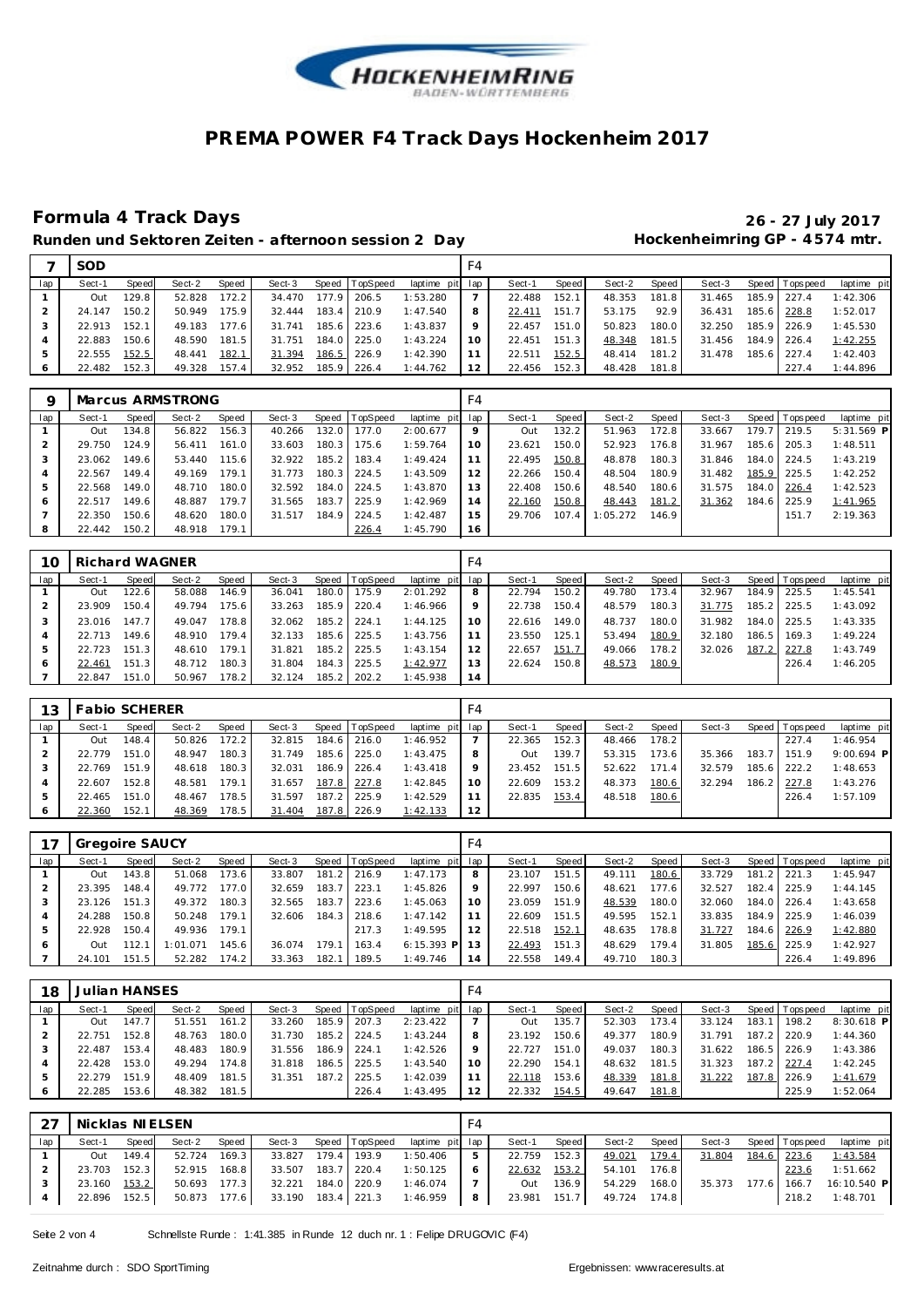# PREMA POWER F4 Track Days Hockenheim 2017

## Formula 4 Track Days

**26 - 27 July 2017**

**Runden und Sektoren Zeiten - afternoon session 2 Day** **Hockenheimring GP - 4574 mtr.**

| 7 | SOD | | | | | | | | F4 | | | | | | | | |
|---|---|---|---|---|---|---|---|---|---|---|---|---|---|---|---|---|---|
| lap | Sect-1 | Speed | Sect-2 | Speed | Sect-3 | Speed | TopSpeed | laptime pit | lap | Sect-1 | Speed | Sect-2 | Speed | Sect-3 | Speed | Topspeed | laptime pit |
| 1 | Out | 129.8 | 52.828 | 172.2 | 34.470 | 177.9 | 206.5 | 1:53.280 | 7 | 22.488 | 152.1 | 48.353 | 181.8 | 31.465 | 185.9 | 227.4 | 1:42.306 |
| 2 | 24.147 | 150.2 | 50.949 | 175.9 | 32.444 | 183.4 | 210.9 | 1:47.540 | 8 | 22.411 | 151.7 | 53.175 | 92.9 | 36.431 | 185.6 | 228.8 | 1:52.017 |
| 3 | 22.913 | 152.1 | 49.183 | 177.6 | 31.741 | 185.6 | 223.6 | 1:43.837 | 9 | 22.457 | 151.0 | 50.823 | 180.0 | 32.250 | 185.9 | 226.9 | 1:45.530 |
| 4 | 22.883 | 150.6 | 48.590 | 181.5 | 31.751 | 184.0 | 225.0 | 1:43.224 | 10 | 22.451 | 151.3 | 48.348 | 181.5 | 31.456 | 184.9 | 226.4 | 1:42.255 |
| 5 | 22.555 | 152.5 | 48.441 | 182.1 | 31.394 | 186.5 | 226.9 | 1:42.390 | 11 | 22.511 | 152.5 | 48.414 | 181.2 | 31.478 | 185.6 | 227.4 | 1:42.403 |
| 6 | 22.482 | 152.3 | 49.328 | 157.4 | 32.952 | 185.9 | 226.4 | 1:44.762 | 12 | 22.456 | 152.3 | 48.428 | 181.8 | | | 227.4 | 1:44.896 |

| 9 | Marcus ARMSTRONG | | | | | | | | F4 | | | | | | | | |
|---|---|---|---|---|---|---|---|---|---|---|---|---|---|---|---|---|---|
| lap | Sect-1 | Speed | Sect-2 | Speed | Sect-3 | Speed | TopSpeed | laptime pit | lap | Sect-1 | Speed | Sect-2 | Speed | Sect-3 | Speed | Topspeed | laptime pit |
| 1 | Out | 134.8 | 56.822 | 156.3 | 40.266 | 132.0 | 177.0 | 2:00.677 | 9 | Out | 132.2 | 51.963 | 172.8 | 33.667 | 179.7 | 219.5 | 5:31.569 P |
| 2 | 29.750 | 124.9 | 56.411 | 161.0 | 33.603 | 180.3 | 175.6 | 1:59.764 | 10 | 23.621 | 150.0 | 52.923 | 176.8 | 31.967 | 185.6 | 205.3 | 1:48.511 |
| 3 | 23.062 | 149.6 | 53.440 | 115.6 | 32.922 | 185.2 | 183.4 | 1:49.424 | 11 | 22.495 | 150.8 | 48.878 | 180.3 | 31.846 | 184.0 | 224.5 | 1:43.219 |
| 4 | 22.567 | 149.4 | 49.169 | 179.1 | 31.773 | 180.3 | 224.5 | 1:43.509 | 12 | 22.266 | 150.4 | 48.504 | 180.9 | 31.482 | 185.9 | 225.5 | 1:42.252 |
| 5 | 22.568 | 149.0 | 48.710 | 180.0 | 32.592 | 184.0 | 224.5 | 1:43.870 | 13 | 22.408 | 150.6 | 48.540 | 180.6 | 31.575 | 184.0 | 226.4 | 1:42.523 |
| 6 | 22.517 | 149.6 | 48.887 | 179.7 | 31.565 | 183.7 | 225.9 | 1:42.969 | 14 | 22.160 | 150.8 | 48.443 | 181.2 | 31.362 | 184.6 | 225.9 | 1:41.965 |
| 7 | 22.350 | 150.6 | 48.620 | 180.0 | 31.517 | 184.9 | 224.5 | 1:42.487 | 15 | 29.706 | 107.4 | 1:05.272 | 146.9 | | | 151.7 | 2:19.363 |
| 8 | 22.442 | 150.2 | 48.918 | 179.1 | | | 226.4 | 1:45.790 | 16 | | | | | | | | |

| 10 | Richard WAGNER | | | | | | | | F4 | | | | | | | | |
|---|---|---|---|---|---|---|---|---|---|---|---|---|---|---|---|---|---|
| lap | Sect-1 | Speed | Sect-2 | Speed | Sect-3 | Speed | TopSpeed | laptime pit | lap | Sect-1 | Speed | Sect-2 | Speed | Sect-3 | Speed | Topspeed | laptime pit |
| 1 | Out | 122.6 | 58.088 | 146.9 | 36.041 | 180.0 | 175.9 | 2:01.292 | 8 | 22.794 | 150.2 | 49.780 | 173.4 | 32.967 | 184.9 | 225.5 | 1:45.541 |
| 2 | 23.909 | 150.4 | 49.794 | 175.6 | 33.263 | 185.9 | 220.4 | 1:46.966 | 9 | 22.738 | 150.4 | 48.579 | 180.3 | 31.775 | 185.2 | 225.5 | 1:43.092 |
| 3 | 23.016 | 147.7 | 49.047 | 178.8 | 32.062 | 185.2 | 224.1 | 1:44.125 | 10 | 22.616 | 149.0 | 48.737 | 180.0 | 31.982 | 184.0 | 225.5 | 1:43.335 |
| 4 | 22.713 | 149.6 | 48.910 | 179.4 | 32.133 | 185.6 | 225.5 | 1:43.756 | 11 | 23.550 | 125.1 | 53.494 | 180.9 | 32.180 | 186.5 | 169.3 | 1:49.224 |
| 5 | 22.723 | 151.3 | 48.610 | 179.1 | 31.821 | 185.2 | 225.5 | 1:43.154 | 12 | 22.657 | 151.7 | 49.066 | 178.2 | 32.026 | 187.2 | 227.8 | 1:43.749 |
| 6 | 22.461 | 151.3 | 48.712 | 180.3 | 31.804 | 184.3 | 225.5 | 1:42.977 | 13 | 22.624 | 150.8 | 48.573 | 180.9 | | | 226.4 | 1:46.205 |
| 7 | 22.847 | 151.0 | 50.967 | 178.2 | 32.124 | 185.2 | 202.2 | 1:45.938 | 14 | | | | | | | | |

| 13 | Fabio SCHERER | | | | | | | | F4 | | | | | | | | |
|---|---|---|---|---|---|---|---|---|---|---|---|---|---|---|---|---|---|
| lap | Sect-1 | Speed | Sect-2 | Speed | Sect-3 | Speed | TopSpeed | laptime pit | lap | Sect-1 | Speed | Sect-2 | Speed | Sect-3 | Speed | Topspeed | laptime pit |
| 1 | Out | 148.4 | 50.826 | 172.2 | 32.815 | 184.6 | 216.0 | 1:46.952 | 7 | 22.365 | 152.3 | 48.466 | 178.2 | | | 227.4 | 1:46.954 |
| 2 | 22.779 | 151.0 | 48.947 | 180.3 | 31.749 | 185.6 | 225.0 | 1:43.475 | 8 | Out | 139.7 | 53.315 | 173.6 | 35.366 | 183.7 | 151.9 | 9:00.694 P |
| 3 | 22.769 | 151.9 | 48.618 | 180.3 | 32.031 | 186.9 | 226.4 | 1:43.418 | 9 | 23.452 | 151.5 | 52.622 | 171.4 | 32.579 | 185.6 | 222.2 | 1:48.653 |
| 4 | 22.607 | 152.8 | 48.581 | 179.1 | 31.657 | 187.8 | 227.8 | 1:42.845 | 10 | 22.609 | 153.2 | 48.373 | 180.6 | 32.294 | 186.2 | 227.8 | 1:43.276 |
| 5 | 22.465 | 151.0 | 48.467 | 178.5 | 31.597 | 187.2 | 225.9 | 1:42.529 | 11 | 22.835 | 153.4 | 48.518 | 180.6 | | | 226.4 | 1:57.109 |
| 6 | 22.360 | 152.1 | 48.369 | 178.5 | 31.404 | 187.8 | 226.9 | 1:42.133 | 12 | | | | | | | | |

| 17 | Gregoire SAUCY | | | | | | | | F4 | | | | | | | | |
|---|---|---|---|---|---|---|---|---|---|---|---|---|---|---|---|---|---|
| lap | Sect-1 | Speed | Sect-2 | Speed | Sect-3 | Speed | TopSpeed | laptime pit | lap | Sect-1 | Speed | Sect-2 | Speed | Sect-3 | Speed | Topspeed | laptime pit |
| 1 | Out | 143.8 | 51.068 | 173.6 | 33.807 | 181.2 | 216.9 | 1:47.173 | 8 | 23.107 | 151.5 | 49.111 | 180.6 | 33.729 | 181.2 | 221.3 | 1:45.947 |
| 2 | 23.395 | 148.4 | 49.772 | 177.0 | 32.659 | 183.7 | 223.1 | 1:45.826 | 9 | 22.997 | 150.6 | 48.621 | 177.6 | 32.527 | 182.4 | 225.9 | 1:44.145 |
| 3 | 23.126 | 151.3 | 49.372 | 180.3 | 32.565 | 183.7 | 223.6 | 1:45.063 | 10 | 23.059 | 151.9 | 48.539 | 180.0 | 32.060 | 184.0 | 226.4 | 1:43.658 |
| 4 | 24.288 | 150.8 | 50.248 | 179.1 | 32.606 | 184.3 | 218.6 | 1:47.142 | 11 | 22.609 | 151.5 | 49.595 | 152.1 | 33.835 | 184.9 | 225.9 | 1:46.039 |
| 5 | 22.928 | 150.4 | 49.936 | 179.1 | | | 217.3 | 1:49.595 | 12 | 22.518 | 152.1 | 48.635 | 178.8 | 31.727 | 184.6 | 226.9 | 1:42.880 |
| 6 | Out | 112.1 | 1:01.071 | 145.6 | 36.074 | 179.1 | 163.4 | 6:15.393 P | 13 | 22.493 | 151.3 | 48.629 | 179.4 | 31.805 | 185.6 | 225.9 | 1:42.927 |
| 7 | 24.101 | 151.5 | 52.282 | 174.2 | 33.363 | 182.1 | 189.5 | 1:49.746 | 14 | 22.558 | 149.4 | 49.710 | 180.3 | | | 226.4 | 1:49.896 |

| 18 | Julian HANSES | | | | | | | | F4 | | | | | | | | |
|---|---|---|---|---|---|---|---|---|---|---|---|---|---|---|---|---|---|
| lap | Sect-1 | Speed | Sect-2 | Speed | Sect-3 | Speed | TopSpeed | laptime pit | lap | Sect-1 | Speed | Sect-2 | Speed | Sect-3 | Speed | Topspeed | laptime pit |
| 1 | Out | 147.7 | 51.551 | 161.2 | 33.260 | 185.9 | 207.3 | 2:23.422 | 7 | Out | 135.7 | 52.303 | 173.4 | 33.124 | 183.1 | 198.2 | 8:30.618 P |
| 2 | 22.751 | 152.8 | 48.763 | 180.0 | 31.730 | 185.2 | 224.5 | 1:43.244 | 8 | 23.192 | 150.6 | 49.377 | 180.9 | 31.791 | 187.2 | 220.9 | 1:44.360 |
| 3 | 22.487 | 153.4 | 48.483 | 180.9 | 31.556 | 186.9 | 224.1 | 1:42.526 | 9 | 22.727 | 151.0 | 49.037 | 180.3 | 31.622 | 186.5 | 226.9 | 1:43.386 |
| 4 | 22.428 | 153.0 | 49.294 | 174.8 | 31.818 | 186.5 | 225.5 | 1:43.540 | 10 | 22.290 | 154.1 | 48.632 | 181.5 | 31.323 | 187.2 | 227.4 | 1:42.245 |
| 5 | 22.279 | 151.9 | 48.409 | 181.5 | 31.351 | 187.2 | 225.5 | 1:42.039 | 11 | 22.118 | 153.6 | 48.339 | 181.8 | 31.222 | 187.8 | 226.9 | 1:41.679 |
| 6 | 22.285 | 153.6 | 48.382 | 181.5 | | | 226.4 | 1:43.495 | 12 | 22.332 | 154.5 | 49.647 | 181.8 | | | 225.9 | 1:52.064 |

| 27 | Nicklas NIELSEN | | | | | | | | F4 | | | | | | | | |
|---|---|---|---|---|---|---|---|---|---|---|---|---|---|---|---|---|---|
| lap | Sect-1 | Speed | Sect-2 | Speed | Sect-3 | Speed | TopSpeed | laptime pit | lap | Sect-1 | Speed | Sect-2 | Speed | Sect-3 | Speed | Topspeed | laptime pit |
| 1 | Out | 149.4 | 52.724 | 169.3 | 33.827 | 179.4 | 193.9 | 1:50.406 | 5 | 22.759 | 152.3 | 49.021 | 179.4 | 31.804 | 184.6 | 223.6 | 1:43.584 |
| 2 | 23.703 | 152.3 | 52.915 | 168.8 | 33.507 | 183.7 | 220.4 | 1:50.125 | 6 | 22.632 | 153.2 | 54.101 | 176.8 | | | 223.6 | 1:51.662 |
| 3 | 23.160 | 153.2 | 50.693 | 177.3 | 32.221 | 184.0 | 220.9 | 1:46.074 | 7 | Out | 136.9 | 54.229 | 168.0 | 35.373 | 177.6 | 166.7 | 16:10.540 P |
| 4 | 22.896 | 152.5 | 50.873 | 177.6 | 33.190 | 183.4 | 221.3 | 1:46.959 | 8 | 23.981 | 151.7 | 49.724 | 174.8 | | | 218.2 | 1:48.701 |

Schnellste Runde : 1:41.385 in Runde 12 duch nr. 1 : Felipe DRUGOVIC (F4)

Zeitnahme durch : SDO SportTiming

Ergebnissen: www.raceresults.at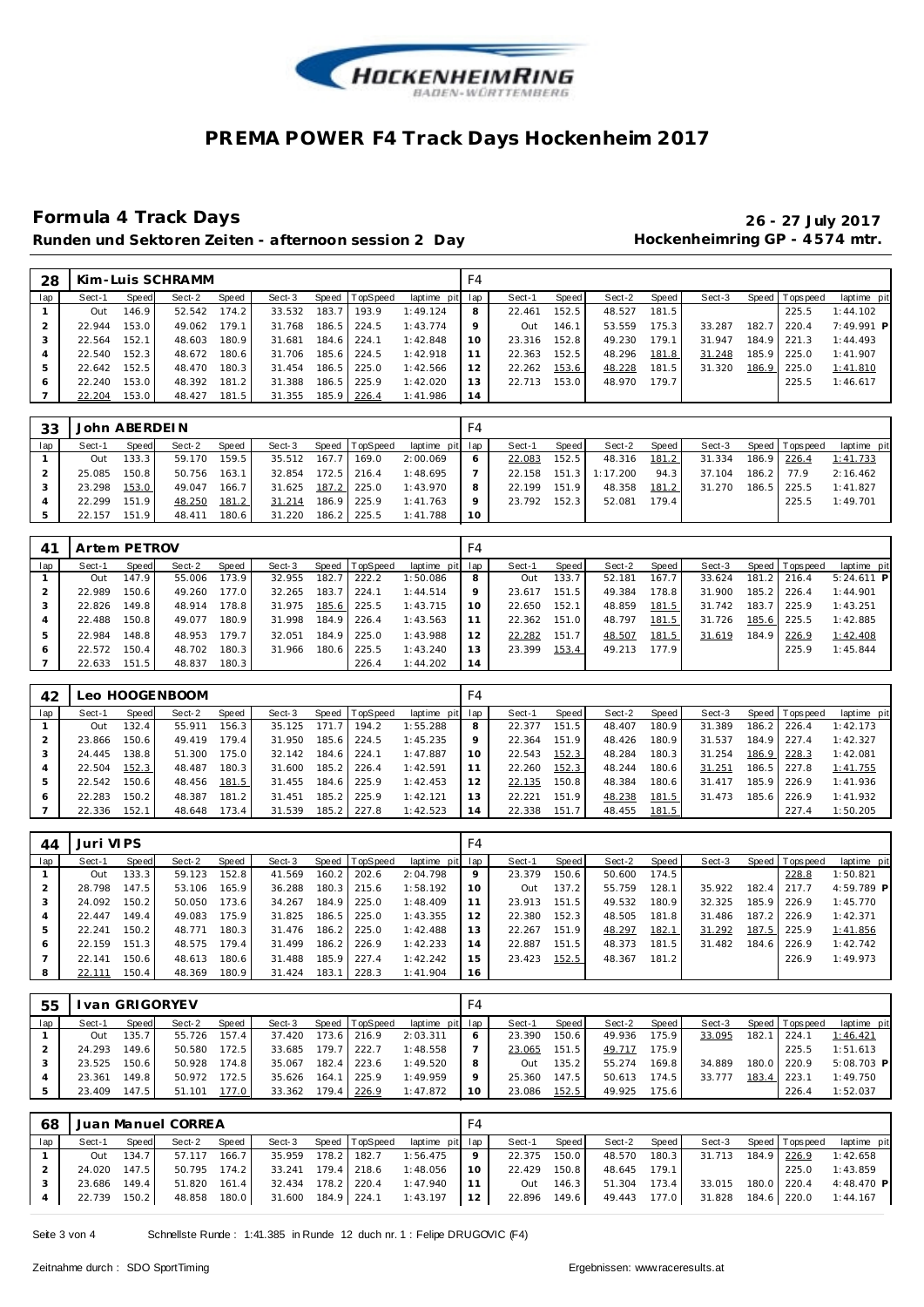# PREMA POWER F4 Track Days Hockenheim 2017

## Formula 4 Track Days

**26 - 27 July 2017**

**Runden und Sektoren Zeiten - afternoon session 2 Day**

**Hockenheimring GP - 4574 mtr.**

| 28 | Kim-Luis SCHRAMM | | | | | | | | F4 | | | | | | | | |
|---|---|---|---|---|---|---|---|---|---|---|---|---|---|---|---|---|---|
| lap | Sect-1 | Speed | Sect-2 | Speed | Sect-3 | Speed | TopSpeed | laptime pit | lap | Sect-1 | Speed | Sect-2 | Speed | Sect-3 | Speed | Topspeed | laptime pit |
| 1 | Out | 146.9 | 52.542 | 174.2 | 33.532 | 183.7 | 193.9 | 1:49.124 | 8 | 22.461 | 152.5 | 48.527 | 181.5 | | | 225.5 | 1:44.102 |
| 2 | 22.944 | 153.0 | 49.062 | 179.1 | 31.768 | 186.5 | 224.5 | 1:43.774 | 9 | Out | 146.1 | 53.559 | 175.3 | 33.287 | 182.7 | 220.4 | 7:49.991 P |
| 3 | 22.564 | 152.1 | 48.603 | 180.9 | 31.681 | 184.6 | 224.1 | 1:42.848 | 10 | 23.316 | 152.8 | 49.230 | 179.1 | 31.947 | 184.9 | 221.3 | 1:44.493 |
| 4 | 22.540 | 152.3 | 48.672 | 180.6 | 31.706 | 185.6 | 224.5 | 1:42.918 | 11 | 22.363 | 152.5 | 48.296 | 181.8 | 31.248 | 185.9 | 225.0 | 1:41.907 |
| 5 | 22.642 | 152.5 | 48.470 | 180.3 | 31.454 | 186.5 | 225.0 | 1:42.566 | 12 | 22.262 | 153.6 | 48.228 | 181.5 | 31.320 | 186.9 | 225.0 | 1:41.810 |
| 6 | 22.240 | 153.0 | 48.392 | 181.2 | 31.388 | 186.5 | 225.9 | 1:42.020 | 13 | 22.713 | 153.0 | 48.970 | 179.7 | | | 225.5 | 1:46.617 |
| 7 | 22.204 | 153.0 | 48.427 | 181.5 | 31.355 | 185.9 | 226.4 | 1:41.986 | 14 | | | | | | | | |

| 33 | John ABERDEIN | | | | | | | | F4 | | | | | | | | |
|---|---|---|---|---|---|---|---|---|---|---|---|---|---|---|---|---|---|
| lap | Sect-1 | Speed | Sect-2 | Speed | Sect-3 | Speed | TopSpeed | laptime pit | lap | Sect-1 | Speed | Sect-2 | Speed | Sect-3 | Speed | Topspeed | laptime pit |
| 1 | Out | 133.3 | 59.170 | 159.5 | 35.512 | 167.7 | 169.0 | 2:00.069 | 6 | 22.083 | 152.5 | 48.316 | 181.2 | 31.334 | 186.9 | 226.4 | 1:41.733 |
| 2 | 25.085 | 150.8 | 50.756 | 163.1 | 32.854 | 172.5 | 216.4 | 1:48.695 | 7 | 22.158 | 151.3 | 1:17.200 | 94.3 | 37.104 | 186.2 | 77.9 | 2:16.462 |
| 3 | 23.298 | 153.0 | 49.047 | 166.7 | 31.625 | 187.2 | 225.0 | 1:43.970 | 8 | 22.199 | 151.9 | 48.358 | 181.2 | 31.270 | 186.5 | 225.5 | 1:41.827 |
| 4 | 22.299 | 151.9 | 48.250 | 181.2 | 31.214 | 186.9 | 225.9 | 1:41.763 | 9 | 23.792 | 152.3 | 52.081 | 179.4 | | | 225.5 | 1:49.701 |
| 5 | 22.157 | 151.9 | 48.411 | 180.6 | 31.220 | 186.2 | 225.5 | 1:41.788 | 10 | | | | | | | | |

| 41 | Artem PETROV | | | | | | | | F4 | | | | | | | | |
|---|---|---|---|---|---|---|---|---|---|---|---|---|---|---|---|---|---|
| lap | Sect-1 | Speed | Sect-2 | Speed | Sect-3 | Speed | TopSpeed | laptime pit | lap | Sect-1 | Speed | Sect-2 | Speed | Sect-3 | Speed | Topspeed | laptime pit |
| 1 | Out | 147.9 | 55.006 | 173.9 | 32.955 | 182.7 | 222.2 | 1:50.086 | 8 | Out | 133.7 | 52.181 | 167.7 | 33.624 | 181.2 | 216.4 | 5:24.611 P |
| 2 | 22.989 | 150.6 | 49.260 | 177.0 | 32.265 | 183.7 | 224.1 | 1:44.514 | 9 | 23.617 | 151.5 | 49.384 | 178.8 | 31.900 | 185.2 | 226.4 | 1:44.901 |
| 3 | 22.826 | 149.8 | 48.914 | 178.8 | 31.975 | 185.6 | 225.5 | 1:43.715 | 10 | 22.650 | 152.1 | 48.859 | 181.5 | 31.742 | 183.7 | 225.9 | 1:43.251 |
| 4 | 22.488 | 150.8 | 49.077 | 180.9 | 31.998 | 184.9 | 226.4 | 1:43.563 | 11 | 22.362 | 151.0 | 48.797 | 181.5 | 31.726 | 185.6 | 225.5 | 1:42.885 |
| 5 | 22.984 | 148.8 | 48.953 | 179.7 | 32.051 | 184.9 | 225.0 | 1:43.988 | 12 | 22.282 | 151.7 | 48.507 | 181.5 | 31.619 | 184.9 | 226.9 | 1:42.408 |
| 6 | 22.572 | 150.4 | 48.702 | 180.3 | 31.966 | 180.6 | 225.5 | 1:43.240 | 13 | 23.399 | 153.4 | 49.213 | 177.9 | | | 225.9 | 1:45.844 |
| 7 | 22.633 | 151.5 | 48.837 | 180.3 | | | 226.4 | 1:44.202 | 14 | | | | | | | | |

| 42 | Leo HOOGENBOOM | | | | | | | | F4 | | | | | | | | |
|---|---|---|---|---|---|---|---|---|---|---|---|---|---|---|---|---|---|
| lap | Sect-1 | Speed | Sect-2 | Speed | Sect-3 | Speed | TopSpeed | laptime pit | lap | Sect-1 | Speed | Sect-2 | Speed | Sect-3 | Speed | Topspeed | laptime pit |
| 1 | Out | 132.4 | 55.911 | 156.3 | 35.125 | 171.7 | 194.2 | 1:55.288 | 8 | 22.377 | 151.5 | 48.407 | 180.9 | 31.389 | 186.2 | 226.4 | 1:42.173 |
| 2 | 23.866 | 150.6 | 49.419 | 179.4 | 31.950 | 185.6 | 224.5 | 1:45.235 | 9 | 22.364 | 151.9 | 48.426 | 180.9 | 31.537 | 184.9 | 227.4 | 1:42.327 |
| 3 | 24.445 | 138.8 | 51.300 | 175.0 | 32.142 | 184.6 | 224.1 | 1:47.887 | 10 | 22.543 | 152.3 | 48.284 | 180.3 | 31.254 | 186.9 | 228.3 | 1:42.081 |
| 4 | 22.504 | 152.3 | 48.487 | 180.3 | 31.600 | 185.2 | 226.4 | 1:42.591 | 11 | 22.260 | 152.3 | 48.244 | 180.6 | 31.251 | 186.5 | 227.8 | 1:41.755 |
| 5 | 22.542 | 150.6 | 48.456 | 181.5 | 31.455 | 184.6 | 225.9 | 1:42.453 | 12 | 22.135 | 150.8 | 48.384 | 180.6 | 31.417 | 185.9 | 226.9 | 1:41.936 |
| 6 | 22.283 | 150.2 | 48.387 | 181.2 | 31.451 | 185.2 | 225.9 | 1:42.121 | 13 | 22.221 | 151.9 | 48.238 | 181.5 | 31.473 | 185.6 | 226.9 | 1:41.932 |
| 7 | 22.336 | 152.1 | 48.648 | 173.4 | 31.539 | 185.2 | 227.8 | 1:42.523 | 14 | 22.338 | 151.7 | 48.455 | 181.5 | | | 227.4 | 1:50.205 |

| 44 | Juri VIPS | | | | | | | | F4 | | | | | | | | |
|---|---|---|---|---|---|---|---|---|---|---|---|---|---|---|---|---|---|
| lap | Sect-1 | Speed | Sect-2 | Speed | Sect-3 | Speed | TopSpeed | laptime pit | lap | Sect-1 | Speed | Sect-2 | Speed | Sect-3 | Speed | Topspeed | laptime pit |
| 1 | Out | 133.3 | 59.123 | 152.8 | 41.569 | 160.2 | 202.6 | 2:04.798 | 9 | 23.379 | 150.6 | 50.600 | 174.5 | | | 228.8 | 1:50.821 |
| 2 | 28.798 | 147.5 | 53.106 | 165.9 | 36.288 | 180.3 | 215.6 | 1:58.192 | 10 | Out | 137.2 | 55.759 | 128.1 | 35.922 | 182.4 | 217.7 | 4:59.789 P |
| 3 | 24.092 | 150.2 | 50.050 | 173.6 | 34.267 | 184.9 | 225.0 | 1:48.409 | 11 | 23.913 | 151.5 | 49.532 | 180.9 | 32.325 | 185.9 | 226.9 | 1:45.770 |
| 4 | 22.447 | 149.4 | 49.083 | 175.9 | 31.825 | 186.5 | 225.0 | 1:43.355 | 12 | 22.380 | 152.3 | 48.505 | 181.8 | 31.486 | 187.2 | 226.9 | 1:42.371 |
| 5 | 22.241 | 150.2 | 48.771 | 180.3 | 31.476 | 186.2 | 225.0 | 1:42.488 | 13 | 22.267 | 151.9 | 48.297 | 182.1 | 31.292 | 187.5 | 225.9 | 1:41.856 |
| 6 | 22.159 | 151.3 | 48.575 | 179.4 | 31.499 | 186.2 | 226.9 | 1:42.233 | 14 | 22.887 | 151.5 | 48.373 | 181.5 | 31.482 | 184.6 | 226.9 | 1:42.742 |
| 7 | 22.141 | 150.6 | 48.613 | 180.6 | 31.488 | 185.9 | 227.4 | 1:42.242 | 15 | 23.423 | 152.5 | 48.367 | 181.2 | | | 226.9 | 1:49.973 |
| 8 | 22.111 | 150.4 | 48.369 | 180.9 | 31.424 | 183.1 | 228.3 | 1:41.904 | 16 | | | | | | | | |

| 55 | Ivan GRIGORYEV | | | | | | | | F4 | | | | | | | | |
|---|---|---|---|---|---|---|---|---|---|---|---|---|---|---|---|---|---|
| lap | Sect-1 | Speed | Sect-2 | Speed | Sect-3 | Speed | TopSpeed | laptime pit | lap | Sect-1 | Speed | Sect-2 | Speed | Sect-3 | Speed | Topspeed | laptime pit |
| 1 | Out | 135.7 | 55.726 | 157.4 | 37.420 | 173.6 | 216.9 | 2:03.311 | 6 | 23.390 | 150.6 | 49.936 | 175.9 | 33.095 | 182.1 | 224.1 | 1:46.421 |
| 2 | 24.293 | 149.6 | 50.580 | 172.5 | 33.685 | 179.7 | 222.7 | 1:48.558 | 7 | 23.065 | 151.5 | 49.717 | 175.9 | | | 225.5 | 1:51.613 |
| 3 | 23.525 | 150.6 | 50.928 | 174.8 | 35.067 | 182.4 | 223.6 | 1:49.520 | 8 | Out | 135.2 | 55.274 | 169.8 | 34.889 | 180.0 | 220.9 | 5:08.703 P |
| 4 | 23.361 | 149.8 | 50.972 | 172.5 | 35.626 | 164.1 | 225.9 | 1:49.959 | 9 | 25.360 | 147.5 | 50.613 | 174.5 | 33.777 | 183.4 | 223.1 | 1:49.750 |
| 5 | 23.409 | 147.5 | 51.101 | 177.0 | 33.362 | 179.4 | 226.9 | 1:47.872 | 10 | 23.086 | 152.5 | 49.925 | 175.6 | | | 226.4 | 1:52.037 |

| 68 | Juan Manuel CORREA | | | | | | | | F4 | | | | | | | | |
|---|---|---|---|---|---|---|---|---|---|---|---|---|---|---|---|---|---|
| lap | Sect-1 | Speed | Sect-2 | Speed | Sect-3 | Speed | TopSpeed | laptime pit | lap | Sect-1 | Speed | Sect-2 | Speed | Sect-3 | Speed | Topspeed | laptime pit |
| 1 | Out | 134.7 | 57.117 | 166.7 | 35.959 | 178.2 | 182.7 | 1:56.475 | 9 | 22.375 | 150.0 | 48.570 | 180.3 | 31.713 | 184.9 | 226.9 | 1:42.658 |
| 2 | 24.020 | 147.5 | 50.795 | 174.2 | 33.241 | 179.4 | 218.6 | 1:48.056 | 10 | 22.429 | 150.8 | 48.645 | 179.1 | | | 225.0 | 1:43.859 |
| 3 | 23.686 | 149.4 | 51.820 | 161.4 | 32.434 | 178.2 | 220.4 | 1:47.940 | 11 | Out | 146.3 | 51.304 | 173.4 | 33.015 | 180.0 | 220.4 | 4:48.470 P |
| 4 | 22.739 | 150.2 | 48.858 | 180.0 | 31.600 | 184.9 | 224.1 | 1:43.197 | 12 | 22.896 | 149.6 | 49.443 | 177.0 | 31.828 | 184.6 | 220.0 | 1:44.167 |

Schnellste Runde : 1:41.385 in Runde 12 duch nr. 1 : Felipe DRUGOVIC (F4)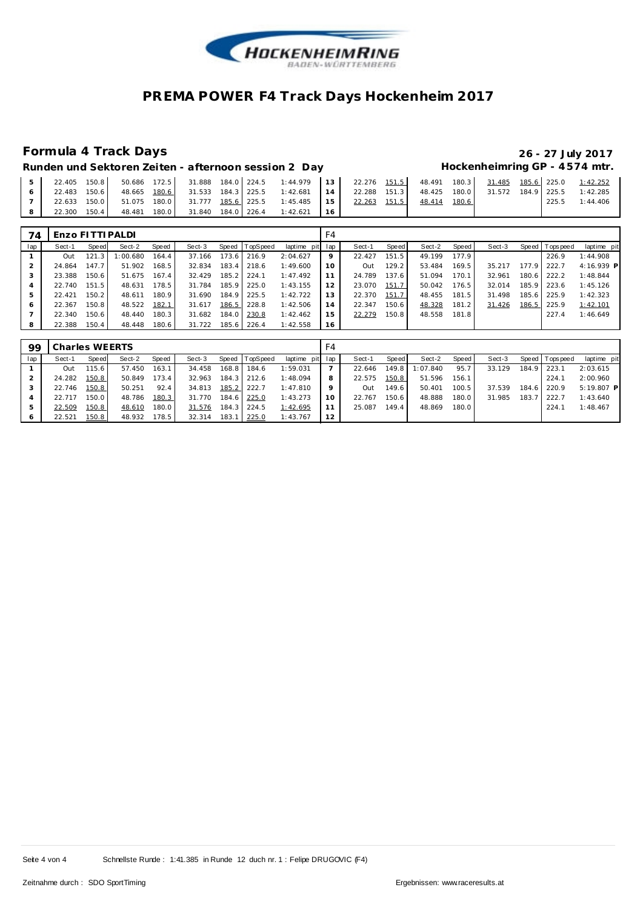# PREMA POWER F4 Track Days Hockenheim 2017

## Formula 4 Track Days

**26 - 27 July 2017**

**Runden und Sektoren Zeiten - afternoon session 2 Day**

**Hockenheimring GP - 4574 mtr.**

| lap | Sect-1 | Speed | Sect-2 | Speed | Sect-3 | Speed | TopSpeed | laptime pit | lap | Sect-1 | Speed | Sect-2 | Speed | Sect-3 | Speed | Topspeed | laptime pit |
|---|---|---|---|---|---|---|---|---|---|---|---|---|---|---|---|---|---|
| 5 | 22.405 | 150.8 | 50.686 | 172.5 | 31.888 | 184.0 | 224.5 | 1:44.979 | 13 | 22.276 | 151.5 | 48.491 | 180.3 | 31.485 | 185.6 | 225.0 | 1:42.252 |
| 6 | 22.483 | 150.6 | 48.665 | 180.6 | 31.533 | 184.3 | 225.5 | 1:42.681 | 14 | 22.288 | 151.3 | 48.425 | 180.0 | 31.572 | 184.9 | 225.5 | 1:42.285 |
| 7 | 22.633 | 150.0 | 51.075 | 180.0 | 31.777 | 185.6 | 225.5 | 1:45.485 | 15 | 22.263 | 151.5 | 48.414 | 180.6 | | | 225.5 | 1:44.406 |
| 8 | 22.300 | 150.4 | 48.481 | 180.0 | 31.840 | 184.0 | 226.4 | 1:42.621 | 16 | | | | | | | | |

### 74 Enzo FITTIPALDI — F4

| lap | Sect-1 | Speed | Sect-2 | Speed | Sect-3 | Speed | TopSpeed | laptime pit | lap | Sect-1 | Speed | Sect-2 | Speed | Sect-3 | Speed | Topspeed | laptime pit |
|---|---|---|---|---|---|---|---|---|---|---|---|---|---|---|---|---|---|
| 1 | Out | 121.3 | 1:00.680 | 164.4 | 37.166 | 173.6 | 216.9 | 2:04.627 | 9 | 22.427 | 151.5 | 49.199 | 177.9 | | | 226.9 | 1:44.908 |
| 2 | 24.864 | 147.7 | 51.902 | 168.5 | 32.834 | 183.4 | 218.6 | 1:49.600 | 10 | Out | 129.2 | 53.484 | 169.5 | 35.217 | 177.9 | 222.7 | 4:16.939 P |
| 3 | 23.388 | 150.6 | 51.675 | 167.4 | 32.429 | 185.2 | 224.1 | 1:47.492 | 11 | 24.789 | 137.6 | 51.094 | 170.1 | 32.961 | 180.6 | 222.2 | 1:48.844 |
| 4 | 22.740 | 151.5 | 48.631 | 178.5 | 31.784 | 185.9 | 225.0 | 1:43.155 | 12 | 23.070 | 151.7 | 50.042 | 176.5 | 32.014 | 185.9 | 223.6 | 1:45.126 |
| 5 | 22.421 | 150.2 | 48.611 | 180.9 | 31.690 | 184.9 | 225.5 | 1:42.722 | 13 | 22.370 | 151.7 | 48.455 | 181.5 | 31.498 | 185.6 | 225.9 | 1:42.323 |
| 6 | 22.367 | 150.8 | 48.522 | 182.1 | 31.617 | 186.5 | 228.8 | 1:42.506 | 14 | 22.347 | 150.6 | 48.328 | 181.2 | 31.426 | 186.5 | 225.9 | 1:42.101 |
| 7 | 22.340 | 150.6 | 48.440 | 180.3 | 31.682 | 184.0 | 230.8 | 1:42.462 | 15 | 22.279 | 150.8 | 48.558 | 181.8 | | | 227.4 | 1:46.649 |
| 8 | 22.388 | 150.4 | 48.448 | 180.6 | 31.722 | 185.6 | 226.4 | 1:42.558 | 16 | | | | | | | | |

### 99 Charles WEERTS — F4

| lap | Sect-1 | Speed | Sect-2 | Speed | Sect-3 | Speed | TopSpeed | laptime pit | lap | Sect-1 | Speed | Sect-2 | Speed | Sect-3 | Speed | Topspeed | laptime pit |
|---|---|---|---|---|---|---|---|---|---|---|---|---|---|---|---|---|---|
| 1 | Out | 115.6 | 57.450 | 163.1 | 34.458 | 168.8 | 184.6 | 1:59.031 | 7 | 22.646 | 149.8 | 1:07.840 | 95.7 | 33.129 | 184.9 | 223.1 | 2:03.615 |
| 2 | 24.282 | 150.8 | 50.849 | 173.4 | 32.963 | 184.3 | 212.6 | 1:48.094 | 8 | 22.575 | 150.8 | 51.596 | 156.1 | | | 224.1 | 2:00.960 |
| 3 | 22.746 | 150.8 | 50.251 | 92.4 | 34.813 | 185.2 | 222.7 | 1:47.810 | 9 | Out | 149.6 | 50.401 | 100.5 | 37.539 | 184.6 | 220.9 | 5:19.807 P |
| 4 | 22.717 | 150.0 | 48.786 | 180.3 | 31.770 | 184.6 | 225.0 | 1:43.273 | 10 | 22.767 | 150.6 | 48.888 | 180.0 | 31.985 | 183.7 | 222.7 | 1:43.640 |
| 5 | 22.509 | 150.8 | 48.610 | 180.0 | 31.576 | 184.3 | 224.5 | 1:42.695 | 11 | 25.087 | 149.4 | 48.869 | 180.0 | | | 224.1 | 1:48.467 |
| 6 | 22.521 | 150.8 | 48.932 | 178.5 | 32.314 | 183.1 | 225.0 | 1:43.767 | 12 | | | | | | | | |

Schnellste Runde : 1:41.385 in Runde 12 duch nr. 1 : Felipe DRUGOVIC (F4)

Zeitnahme durch : SDO SportTiming

Ergebnissen: www.raceresults.at